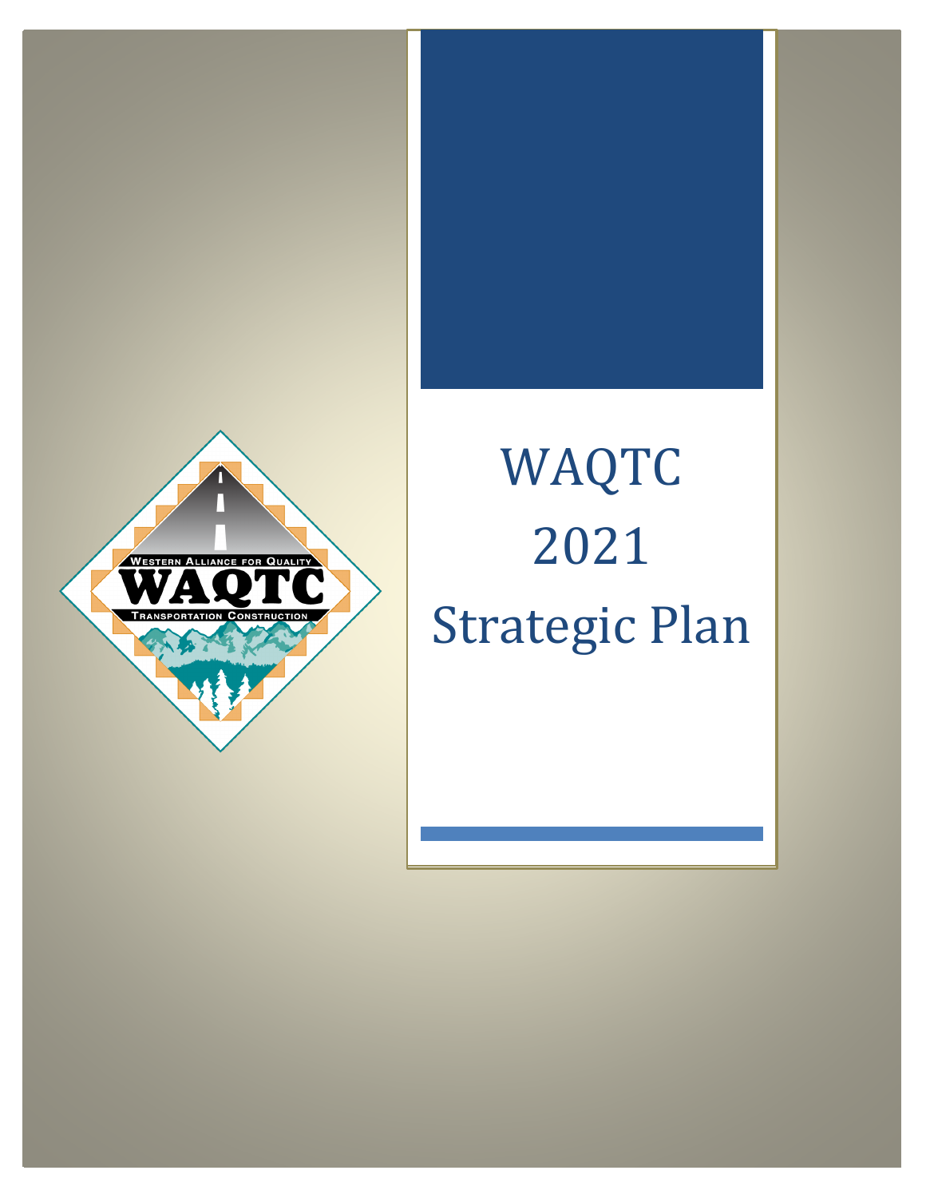# WAQTC 2021 Strategic Plan

WESTERN ALLIANCE FOR QUALITY

WAQTC

TRANSPORTATION CONSTRUCTION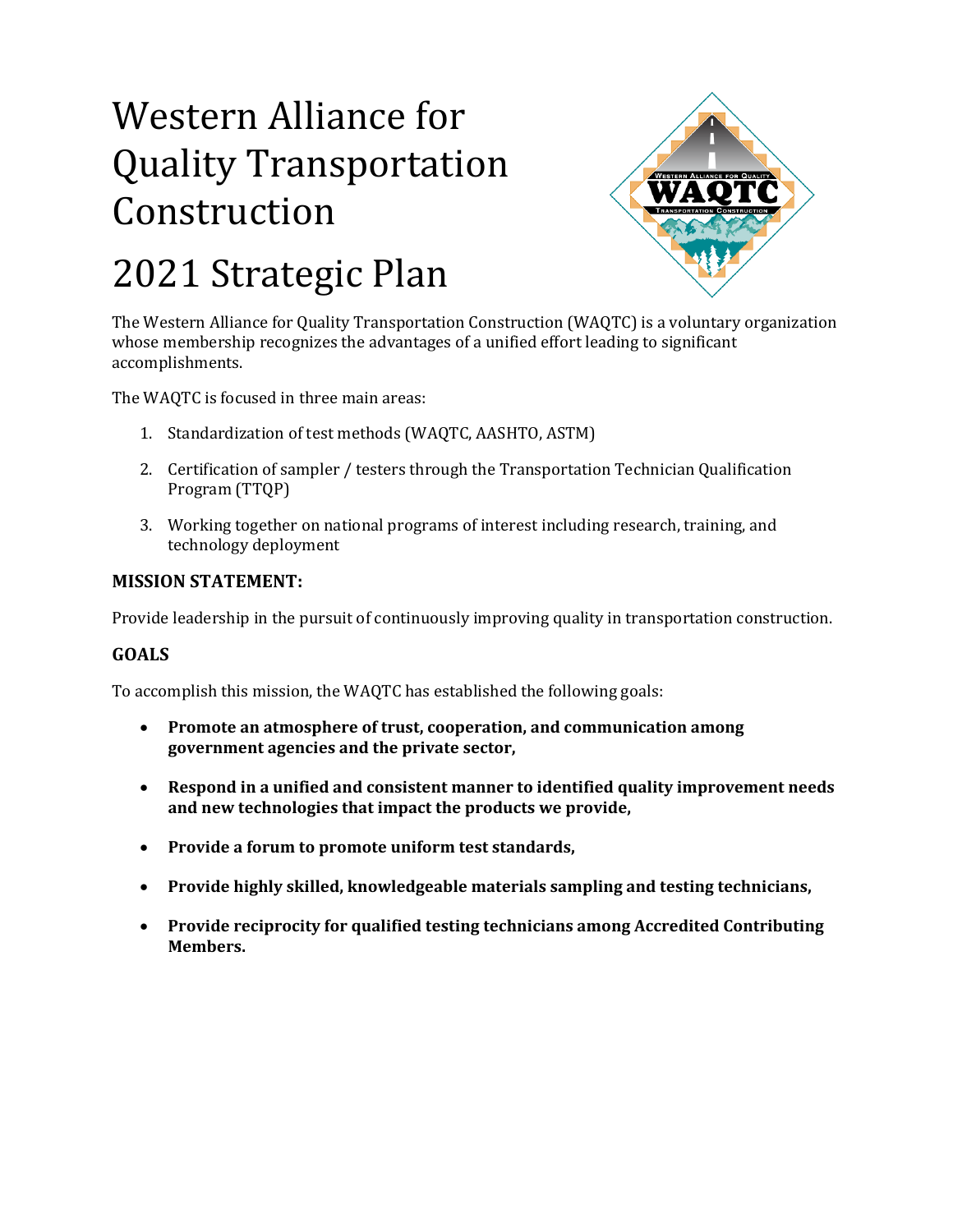# Western Alliance for Quality Transportation Construction

# 2021 Strategic Plan

The Western Alliance for Quality Transportation Construction (WAQTC) is a voluntary organization whose membership recognizes the advantages of a unified effort leading to significant accomplishments.

The WAQTC is focused in three main areas:

1. Standardization of test methods (WAQTC, AASHTO, ASTM)
2. Certification of sampler / testers through the Transportation Technician Qualification Program (TTQP)
3. Working together on national programs of interest including research, training, and technology deployment

### MISSION STATEMENT:

Provide leadership in the pursuit of continuously improving quality in transportation construction.

### GOALS

To accomplish this mission, the WAQTC has established the following goals:

- **Promote an atmosphere of trust, cooperation, and communication among government agencies and the private sector,**
- **Respond in a unified and consistent manner to identified quality improvement needs and new technologies that impact the products we provide,**
- **Provide a forum to promote uniform test standards,**
- **Provide highly skilled, knowledgeable materials sampling and testing technicians,**
- **Provide reciprocity for qualified testing technicians among Accredited Contributing Members.**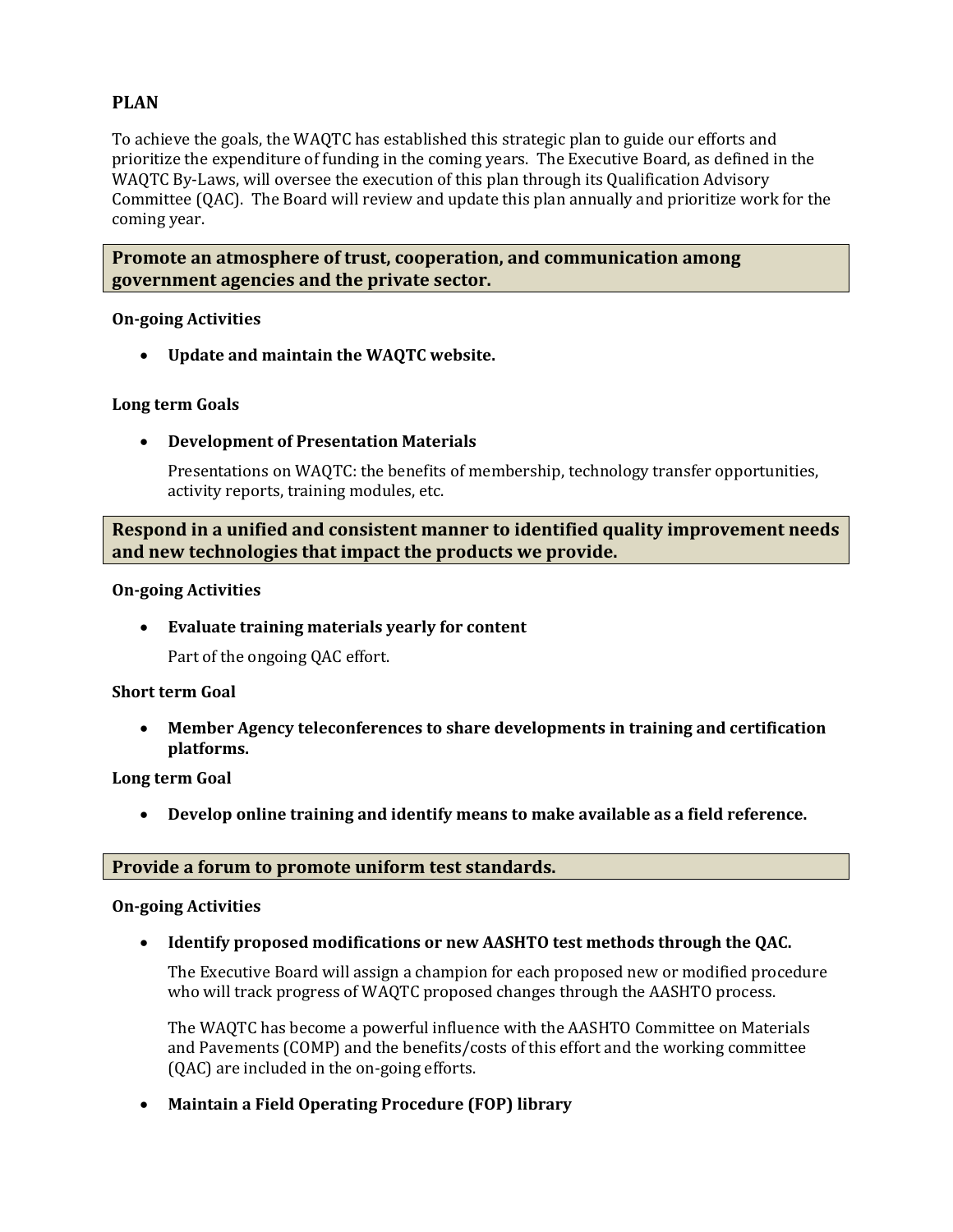## PLAN

To achieve the goals, the WAQTC has established this strategic plan to guide our efforts and prioritize the expenditure of funding in the coming years. The Executive Board, as defined in the WAQTC By-Laws, will oversee the execution of this plan through its Qualification Advisory Committee (QAC). The Board will review and update this plan annually and prioritize work for the coming year.

### Promote an atmosphere of trust, cooperation, and communication among government agencies and the private sector.

**On-going Activities**

- **Update and maintain the WAQTC website.**

**Long term Goals**

- **Development of Presentation Materials**

  Presentations on WAQTC: the benefits of membership, technology transfer opportunities, activity reports, training modules, etc.

### Respond in a unified and consistent manner to identified quality improvement needs and new technologies that impact the products we provide.

**On-going Activities**

- **Evaluate training materials yearly for content**

  Part of the ongoing QAC effort.

**Short term Goal**

- **Member Agency teleconferences to share developments in training and certification platforms.**

**Long term Goal**

- **Develop online training and identify means to make available as a field reference.**

### Provide a forum to promote uniform test standards.

**On-going Activities**

- **Identify proposed modifications or new AASHTO test methods through the QAC.**

  The Executive Board will assign a champion for each proposed new or modified procedure who will track progress of WAQTC proposed changes through the AASHTO process.

  The WAQTC has become a powerful influence with the AASHTO Committee on Materials and Pavements (COMP) and the benefits/costs of this effort and the working committee (QAC) are included in the on-going efforts.

- **Maintain a Field Operating Procedure (FOP) library**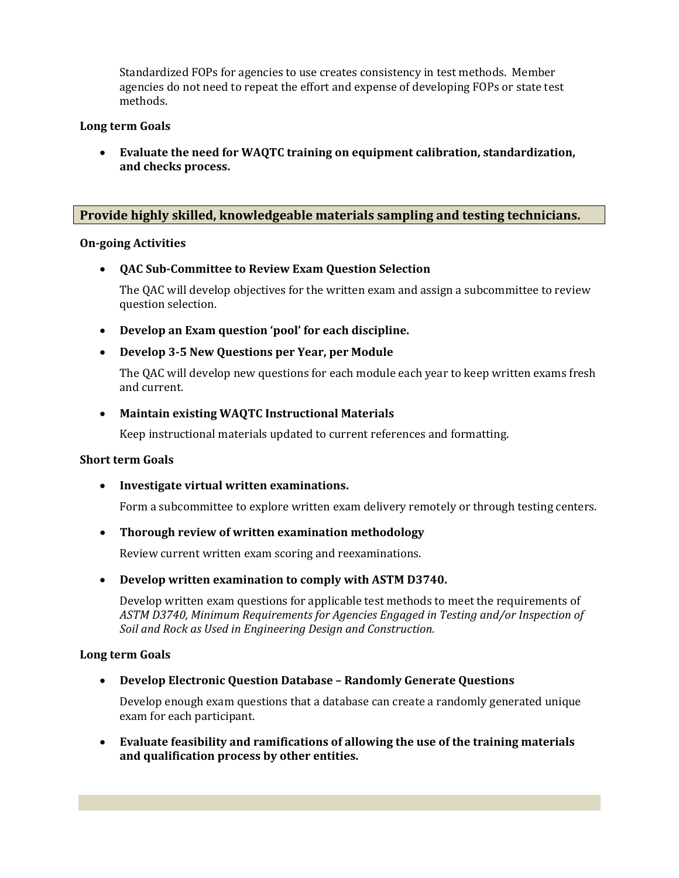Standardized FOPs for agencies to use creates consistency in test methods. Member agencies do not need to repeat the effort and expense of developing FOPs or state test methods.

**Long term Goals**

- **Evaluate the need for WAQTC training on equipment calibration, standardization, and checks process.**

## Provide highly skilled, knowledgeable materials sampling and testing technicians.

**On-going Activities**

- **QAC Sub-Committee to Review Exam Question Selection**

  The QAC will develop objectives for the written exam and assign a subcommittee to review question selection.

- **Develop an Exam question 'pool' for each discipline.**

- **Develop 3-5 New Questions per Year, per Module**

  The QAC will develop new questions for each module each year to keep written exams fresh and current.

- **Maintain existing WAQTC Instructional Materials**

  Keep instructional materials updated to current references and formatting.

**Short term Goals**

- **Investigate virtual written examinations.**

  Form a subcommittee to explore written exam delivery remotely or through testing centers.

- **Thorough review of written examination methodology**

  Review current written exam scoring and reexaminations.

- **Develop written examination to comply with ASTM D3740.**

  Develop written exam questions for applicable test methods to meet the requirements of *ASTM D3740, Minimum Requirements for Agencies Engaged in Testing and/or Inspection of Soil and Rock as Used in Engineering Design and Construction.*

**Long term Goals**

- **Develop Electronic Question Database – Randomly Generate Questions**

  Develop enough exam questions that a database can create a randomly generated unique exam for each participant.

- **Evaluate feasibility and ramifications of allowing the use of the training materials and qualification process by other entities.**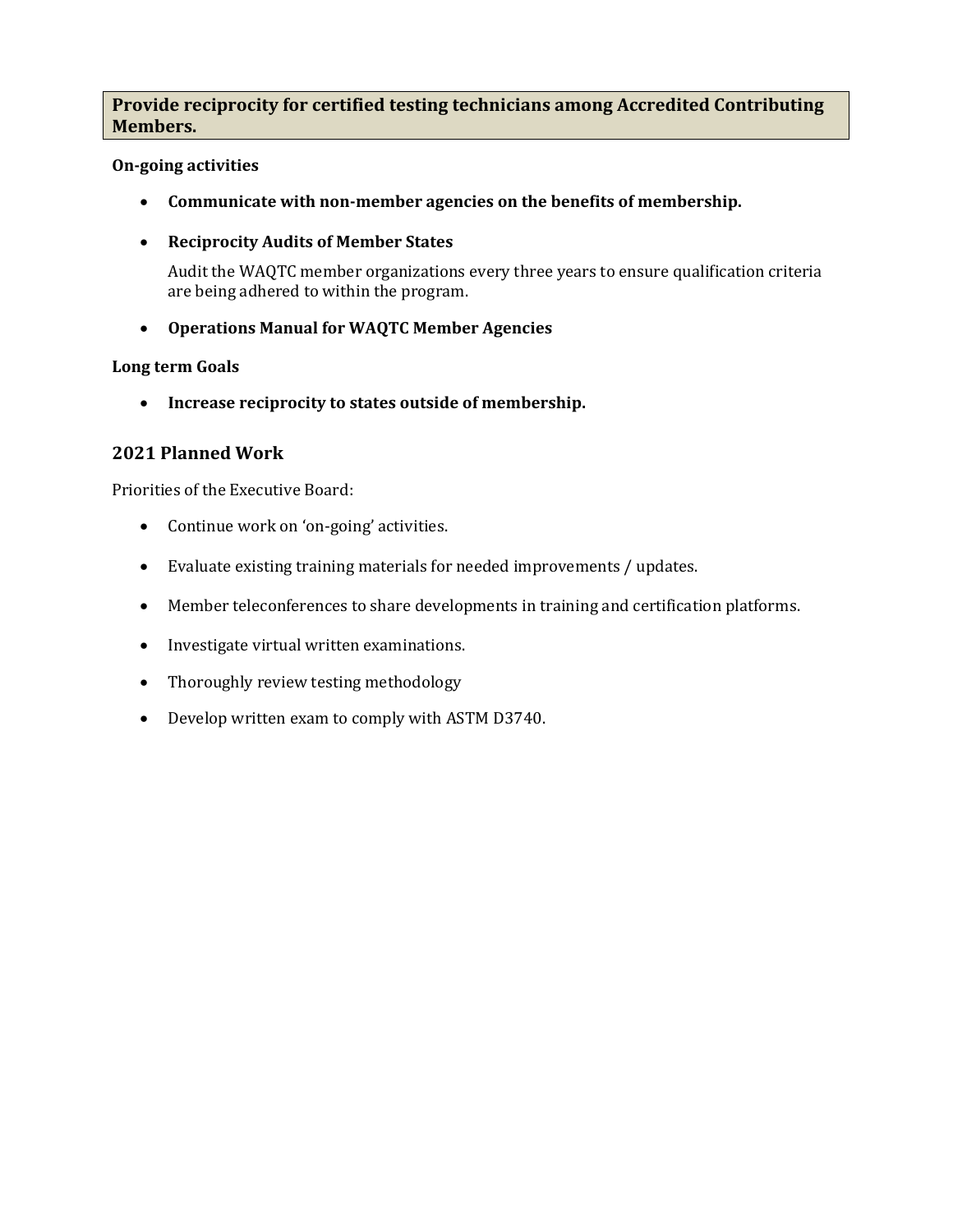**Provide reciprocity for certified testing technicians among Accredited Contributing Members.**

**On-going activities**

- **Communicate with non-member agencies on the benefits of membership.**
- **Reciprocity Audits of Member States**

  Audit the WAQTC member organizations every three years to ensure qualification criteria are being adhered to within the program.

- **Operations Manual for WAQTC Member Agencies**

**Long term Goals**

- **Increase reciprocity to states outside of membership.**

## 2021 Planned Work

Priorities of the Executive Board:

- Continue work on 'on-going' activities.
- Evaluate existing training materials for needed improvements / updates.
- Member teleconferences to share developments in training and certification platforms.
- Investigate virtual written examinations.
- Thoroughly review testing methodology
- Develop written exam to comply with ASTM D3740.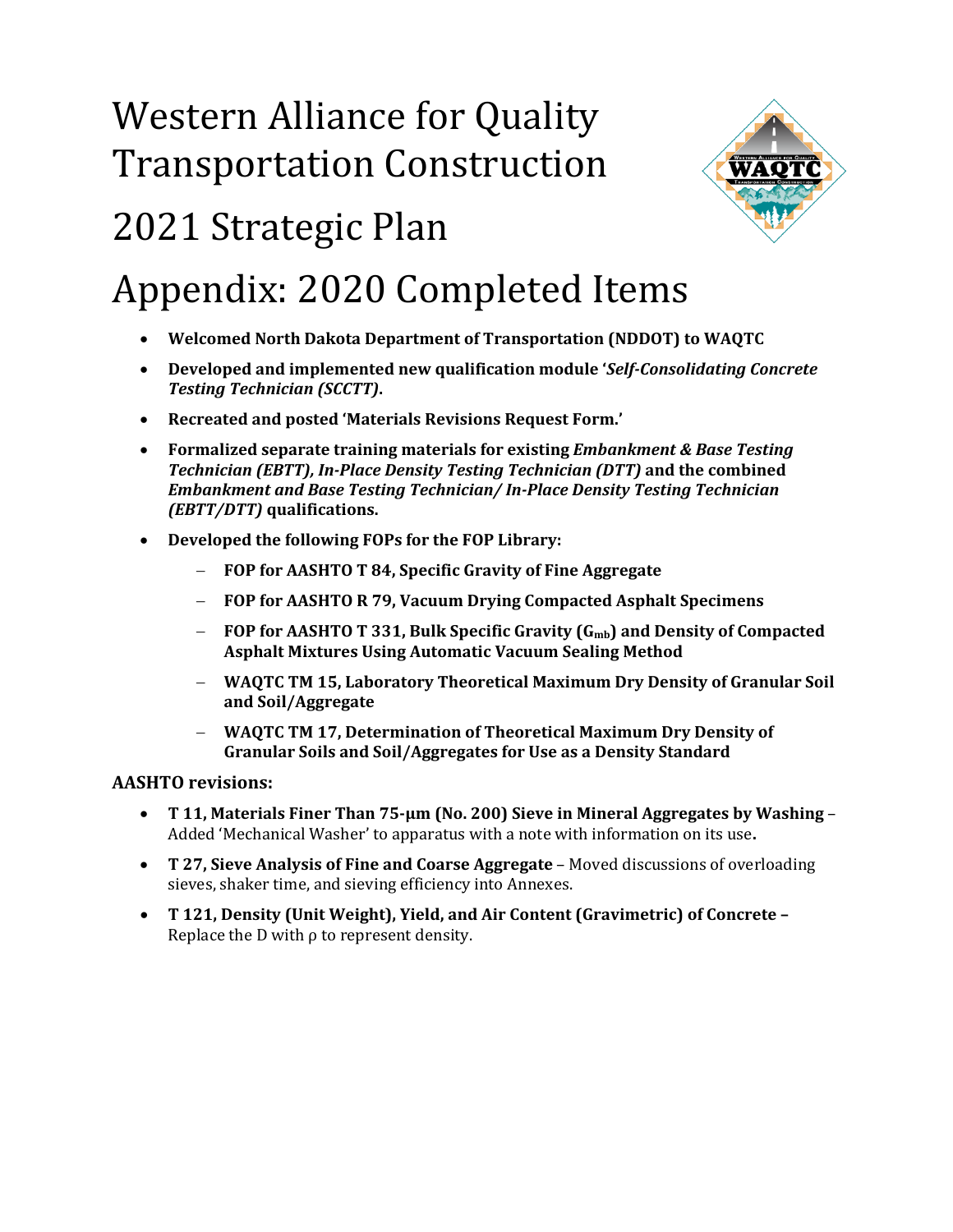# Western Alliance for Quality Transportation Construction

# 2021 Strategic Plan

# Appendix: 2020 Completed Items

- **Welcomed North Dakota Department of Transportation (NDDOT) to WAQTC**
- **Developed and implemented new qualification module '*Self-Consolidating Concrete Testing Technician (SCCTT)*.**
- **Recreated and posted 'Materials Revisions Request Form.'**
- **Formalized separate training materials for existing *Embankment & Base Testing Technician (EBTT), In-Place Density Testing Technician (DTT)* and the combined *Embankment and Base Testing Technician/ In-Place Density Testing Technician (EBTT/DTT)* qualifications.**
- **Developed the following FOPs for the FOP Library:**
  - **FOP for AASHTO T 84, Specific Gravity of Fine Aggregate**
  - **FOP for AASHTO R 79, Vacuum Drying Compacted Asphalt Specimens**
  - **FOP for AASHTO T 331, Bulk Specific Gravity ($G_{mb}$) and Density of Compacted Asphalt Mixtures Using Automatic Vacuum Sealing Method**
  - **WAQTC TM 15, Laboratory Theoretical Maximum Dry Density of Granular Soil and Soil/Aggregate**
  - **WAQTC TM 17, Determination of Theoretical Maximum Dry Density of Granular Soils and Soil/Aggregates for Use as a Density Standard**

**AASHTO revisions:**

- **T 11, Materials Finer Than 75-µm (No. 200) Sieve in Mineral Aggregates by Washing** – Added 'Mechanical Washer' to apparatus with a note with information on its use**.**
- **T 27, Sieve Analysis of Fine and Coarse Aggregate** – Moved discussions of overloading sieves, shaker time, and sieving efficiency into Annexes.
- **T 121, Density (Unit Weight), Yield, and Air Content (Gravimetric) of Concrete –** Replace the D with ρ to represent density.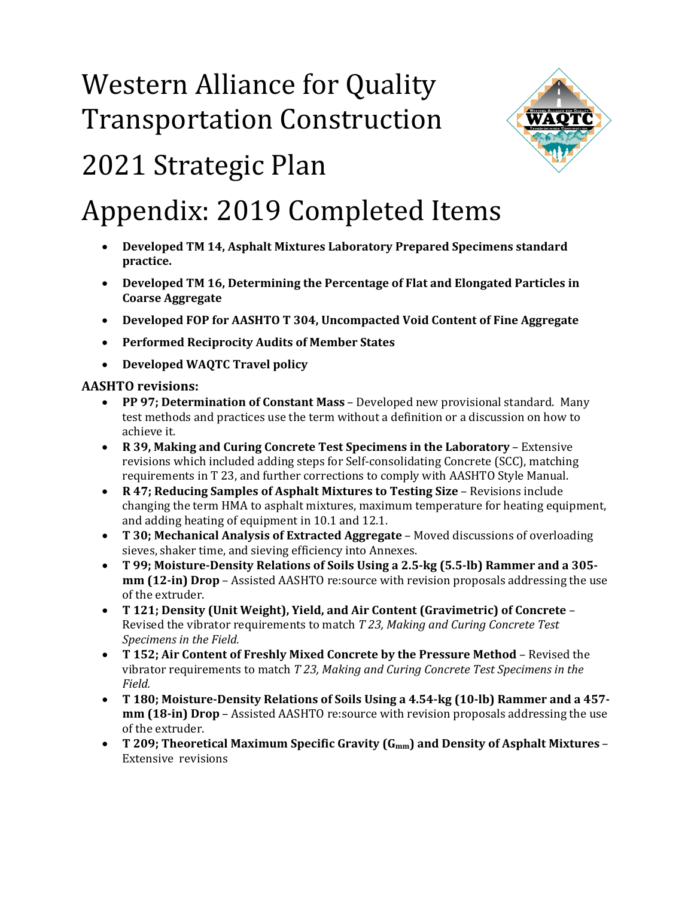# Western Alliance for Quality Transportation Construction

# 2021 Strategic Plan

# Appendix: 2019 Completed Items

- **Developed TM 14, Asphalt Mixtures Laboratory Prepared Specimens standard practice.**
- **Developed TM 16, Determining the Percentage of Flat and Elongated Particles in Coarse Aggregate**
- **Developed FOP for AASHTO T 304, Uncompacted Void Content of Fine Aggregate**
- **Performed Reciprocity Audits of Member States**
- **Developed WAQTC Travel policy**

**AASHTO revisions:**

- **PP 97; Determination of Constant Mass** – Developed new provisional standard. Many test methods and practices use the term without a definition or a discussion on how to achieve it.
- **R 39, Making and Curing Concrete Test Specimens in the Laboratory** – Extensive revisions which included adding steps for Self-consolidating Concrete (SCC), matching requirements in T 23, and further corrections to comply with AASHTO Style Manual.
- **R 47; Reducing Samples of Asphalt Mixtures to Testing Size** – Revisions include changing the term HMA to asphalt mixtures, maximum temperature for heating equipment, and adding heating of equipment in 10.1 and 12.1.
- **T 30; Mechanical Analysis of Extracted Aggregate** – Moved discussions of overloading sieves, shaker time, and sieving efficiency into Annexes.
- **T 99; Moisture-Density Relations of Soils Using a 2.5-kg (5.5-lb) Rammer and a 305-mm (12-in) Drop** – Assisted AASHTO re:source with revision proposals addressing the use of the extruder.
- **T 121; Density (Unit Weight), Yield, and Air Content (Gravimetric) of Concrete** – Revised the vibrator requirements to match *T 23, Making and Curing Concrete Test Specimens in the Field.*
- **T 152; Air Content of Freshly Mixed Concrete by the Pressure Method** – Revised the vibrator requirements to match *T 23, Making and Curing Concrete Test Specimens in the Field.*
- **T 180; Moisture-Density Relations of Soils Using a 4.54-kg (10-lb) Rammer and a 457-mm (18-in) Drop** – Assisted AASHTO re:source with revision proposals addressing the use of the extruder.
- **T 209; Theoretical Maximum Specific Gravity ($G_{mm}$) and Density of Asphalt Mixtures** – Extensive revisions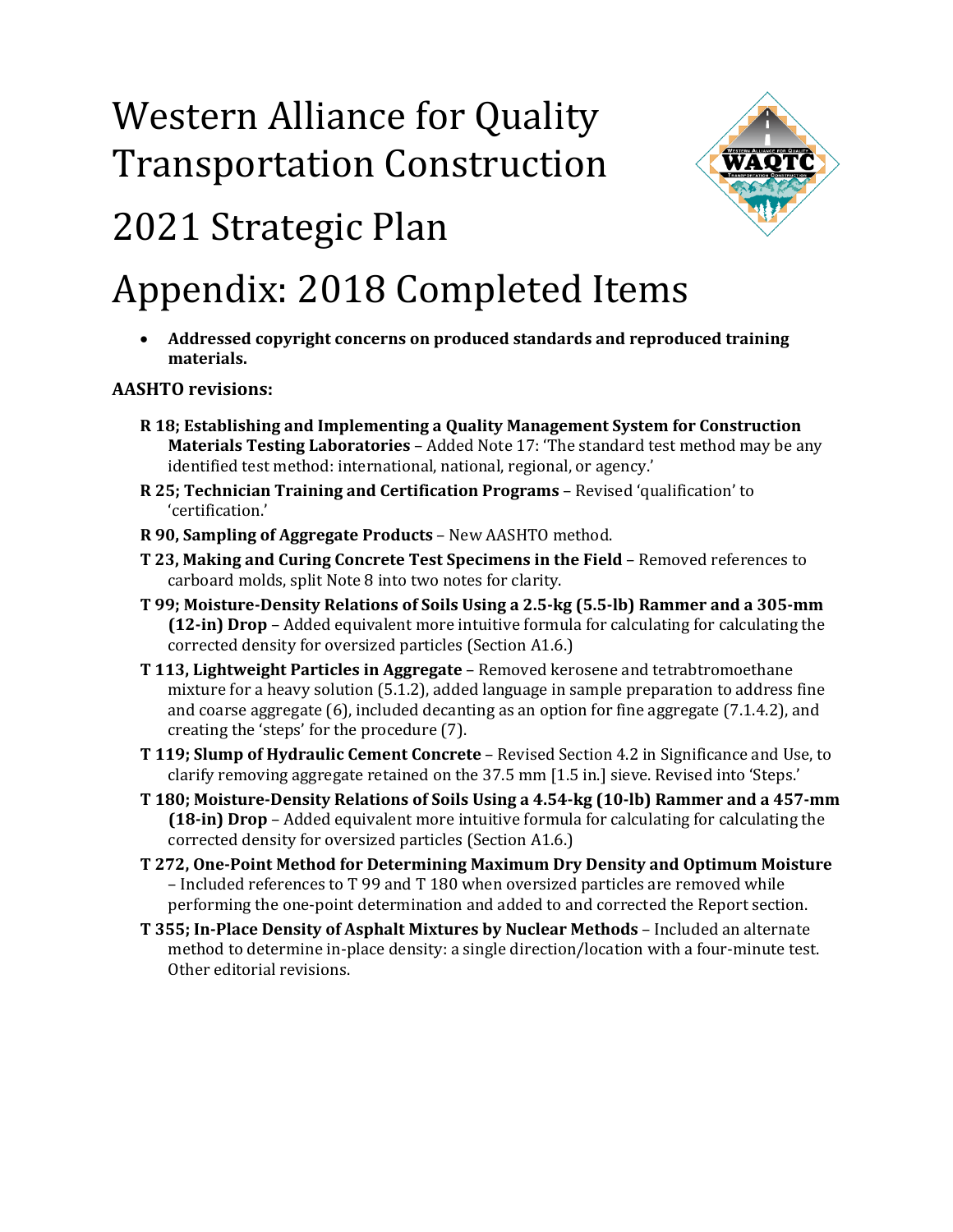# Western Alliance for Quality Transportation Construction

# 2021 Strategic Plan

# Appendix: 2018 Completed Items

- **Addressed copyright concerns on produced standards and reproduced training materials.**

**AASHTO revisions:**

**R 18; Establishing and Implementing a Quality Management System for Construction Materials Testing Laboratories** – Added Note 17: 'The standard test method may be any identified test method: international, national, regional, or agency.'

**R 25; Technician Training and Certification Programs** – Revised 'qualification' to 'certification.'

**R 90, Sampling of Aggregate Products** – New AASHTO method.

**T 23, Making and Curing Concrete Test Specimens in the Field** – Removed references to carboard molds, split Note 8 into two notes for clarity.

**T 99; Moisture-Density Relations of Soils Using a 2.5-kg (5.5-lb) Rammer and a 305-mm (12-in) Drop** – Added equivalent more intuitive formula for calculating for calculating the corrected density for oversized particles (Section A1.6.)

**T 113, Lightweight Particles in Aggregate** – Removed kerosene and tetrabtromoethane mixture for a heavy solution (5.1.2), added language in sample preparation to address fine and coarse aggregate (6), included decanting as an option for fine aggregate (7.1.4.2), and creating the 'steps' for the procedure (7).

**T 119; Slump of Hydraulic Cement Concrete** – Revised Section 4.2 in Significance and Use, to clarify removing aggregate retained on the 37.5 mm [1.5 in.] sieve. Revised into 'Steps.'

**T 180; Moisture-Density Relations of Soils Using a 4.54-kg (10-lb) Rammer and a 457-mm (18-in) Drop** – Added equivalent more intuitive formula for calculating for calculating the corrected density for oversized particles (Section A1.6.)

**T 272, One-Point Method for Determining Maximum Dry Density and Optimum Moisture** – Included references to T 99 and T 180 when oversized particles are removed while performing the one-point determination and added to and corrected the Report section.

**T 355; In-Place Density of Asphalt Mixtures by Nuclear Methods** – Included an alternate method to determine in-place density: a single direction/location with a four-minute test. Other editorial revisions.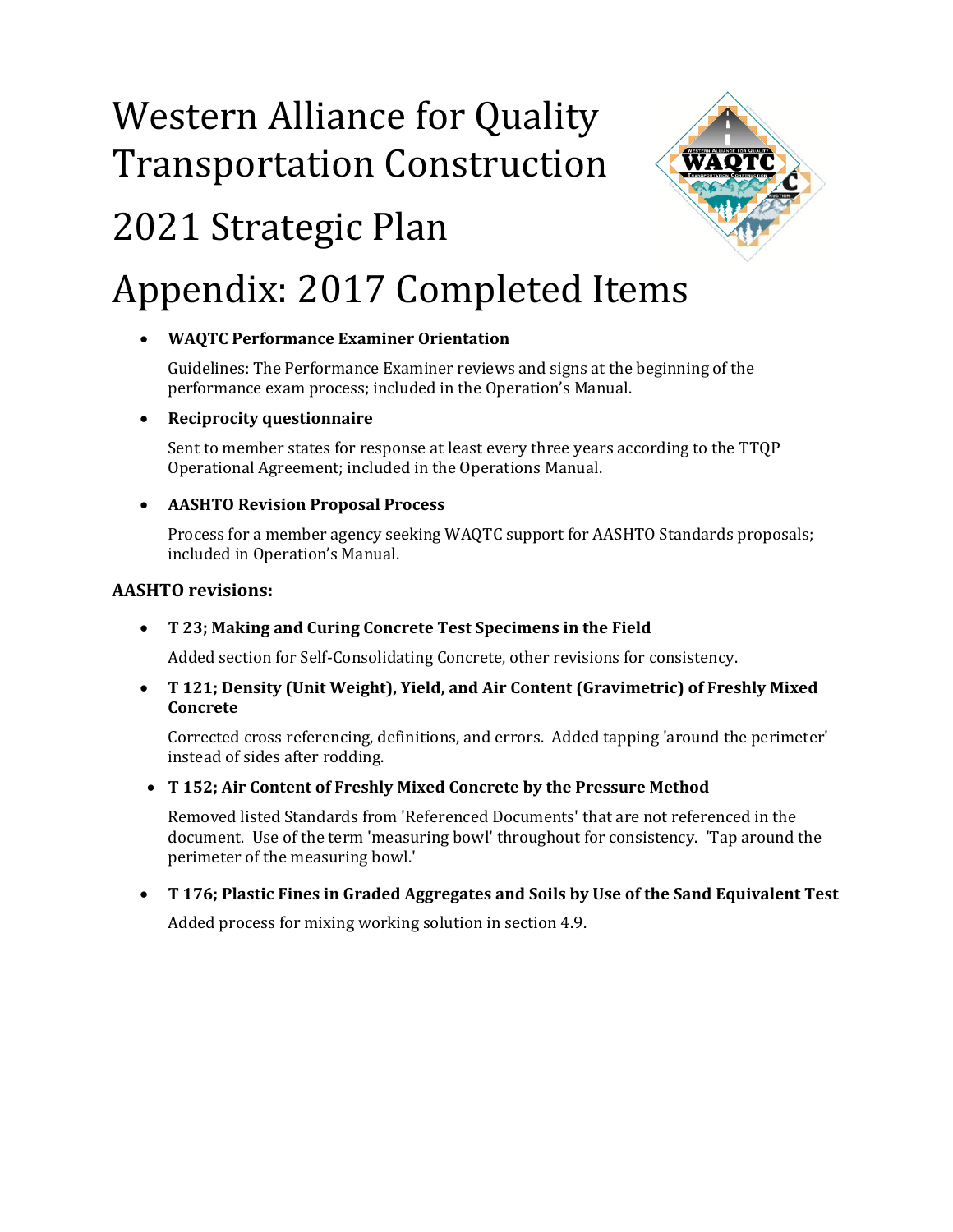# Western Alliance for Quality Transportation Construction

# 2021 Strategic Plan

# Appendix: 2017 Completed Items

- **WAQTC Performance Examiner Orientation**

  Guidelines: The Performance Examiner reviews and signs at the beginning of the performance exam process; included in the Operation's Manual.

- **Reciprocity questionnaire**

  Sent to member states for response at least every three years according to the TTQP Operational Agreement; included in the Operations Manual.

- **AASHTO Revision Proposal Process**

  Process for a member agency seeking WAQTC support for AASHTO Standards proposals; included in Operation's Manual.

### AASHTO revisions:

- **T 23; Making and Curing Concrete Test Specimens in the Field**

  Added section for Self-Consolidating Concrete, other revisions for consistency.

- **T 121; Density (Unit Weight), Yield, and Air Content (Gravimetric) of Freshly Mixed Concrete**

  Corrected cross referencing, definitions, and errors. Added tapping 'around the perimeter' instead of sides after rodding.

- **T 152; Air Content of Freshly Mixed Concrete by the Pressure Method**

  Removed listed Standards from 'Referenced Documents' that are not referenced in the document. Use of the term 'measuring bowl' throughout for consistency. 'Tap around the perimeter of the measuring bowl.'

- **T 176; Plastic Fines in Graded Aggregates and Soils by Use of the Sand Equivalent Test**

  Added process for mixing working solution in section 4.9.